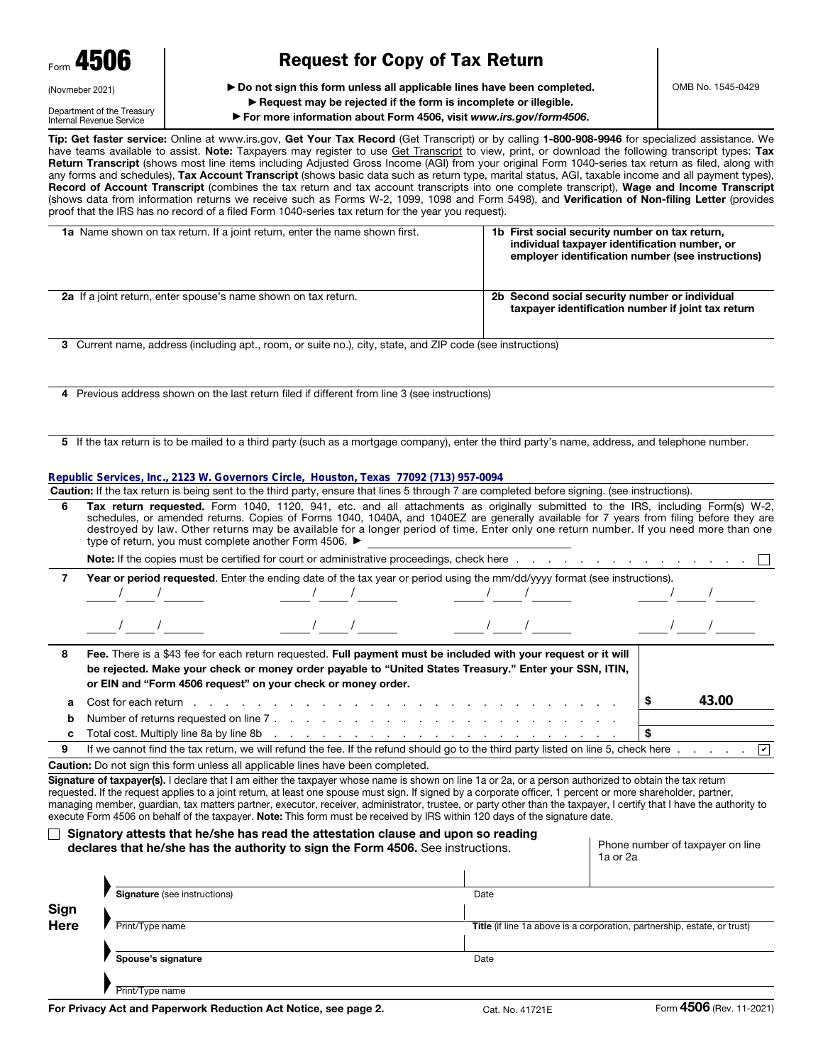# Form 4506

(Novmeber 2021)

Department of the Treasury
Internal Revenue Service

## Request for Copy of Tax Return

► Do not sign this form unless all applicable lines have been completed.
► Request may be rejected if the form is incomplete or illegible.
► For more information about Form 4506, visit *www.irs.gov/form4506.*

OMB No. 1545-0429

**Tip: Get faster service:** Online at www.irs.gov, **Get Your Tax Record** (Get Transcript) or by calling **1-800-908-9946** for specialized assistance. We have teams available to assist. **Note:** Taxpayers may register to use Get Transcript to view, print, or download the following transcript types: **Tax Return Transcript** (shows most line items including Adjusted Gross Income (AGI) from your original Form 1040-series tax return as filed, along with any forms and schedules), **Tax Account Transcript** (shows basic data such as return type, marital status, AGI, taxable income and all payment types), **Record of Account Transcript** (combines the tax return and tax account transcripts into one complete transcript), **Wage and Income Transcript** (shows data from information returns we receive such as Forms W-2, 1099, 1098 and Form 5498), and **Verification of Non-filing Letter** (provides proof that the IRS has no record of a filed Form 1040-series tax return for the year you request).

| **1a** Name shown on tax return. If a joint return, enter the name shown first. | **1b First social security number on tax return, individual taxpayer identification number, or employer identification number (see instructions)** |
|---|---|
| | |
| **2a** If a joint return, enter spouse's name shown on tax return. | **2b Second social security number or individual taxpayer identification number if joint tax return** |
| | |

**3** Current name, address (including apt., room, or suite no.), city, state, and ZIP code (see instructions)

**4** Previous address shown on the last return filed if different from line 3 (see instructions)

**5** If the tax return is to be mailed to a third party (such as a mortgage company), enter the third party's name, address, and telephone number.

Republic Services, Inc., 2123 W. Governors Circle, Houston, Texas 77092 (713) 957-0094

**Caution:** If the tax return is being sent to the third party, ensure that lines 5 through 7 are completed before signing. (see instructions).

**6** **Tax return requested.** Form 1040, 1120, 941, etc. and all attachments as originally submitted to the IRS, including Form(s) W-2, schedules, or amended returns. Copies of Forms 1040, 1040A, and 1040EZ are generally available for 7 years from filing before they are destroyed by law. Other returns may be available for a longer period of time. Enter only one return number. If you need more than one type of return, you must complete another Form 4506. ► ____________

**Note:** If the copies must be certified for court or administrative proceedings, check here . . . . . ☐

**7** **Year or period requested**. Enter the ending date of the tax year or period using the mm/dd/yyyy format (see instructions).

___/___/_____ ___/___/_____ ___/___/_____ ___/___/_____

___/___/_____ ___/___/_____ ___/___/_____ ___/___/_____

**8** **Fee.** There is a $43 fee for each return requested. **Full payment must be included with your request or it will be rejected. Make your check or money order payable to "United States Treasury." Enter your SSN, ITIN, or EIN and "Form 4506 request" on your check or money order.**

| | | |
|---|---|---|
| **a** | Cost for each return . . . . . | $ 43.00 |
| **b** | Number of returns requested on line 7 . . . . . | |
| **c** | Total cost. Multiply line 8a by line 8b . . . . . | $ |

**9** If we cannot find the tax return, we will refund the fee. If the refund should go to the third party listed on line 5, check here . . . . . ☑

**Caution:** Do not sign this form unless all applicable lines have been completed.

**Signature of taxpayer(s).** I declare that I am either the taxpayer whose name is shown on line 1a or 2a, or a person authorized to obtain the tax return requested. If the request applies to a joint return, at least one spouse must sign. If signed by a corporate officer, 1 percent or more shareholder, partner, managing member, guardian, tax matters partner, executor, receiver, administrator, trustee, or party other than the taxpayer, I certify that I have the authority to execute Form 4506 on behalf of the taxpayer. **Note:** This form must be received by IRS within 120 days of the signature date.

☐ **Signatory attests that he/she has read the attestation clause and upon so reading declares that he/she has the authority to sign the Form 4506.** See instructions.

Phone number of taxpayer on line 1a or 2a

**Sign Here**

| | |
|---|---|
| **Signature** (see instructions) | Date |
| Print/Type name | **Title** (if line 1a above is a corporation, partnership, estate, or trust) |
| **Spouse's signature** | Date |
| Print/Type name | |

**For Privacy Act and Paperwork Reduction Act Notice, see page 2.** Cat. No. 41721E Form **4506** (Rev. 11-2021)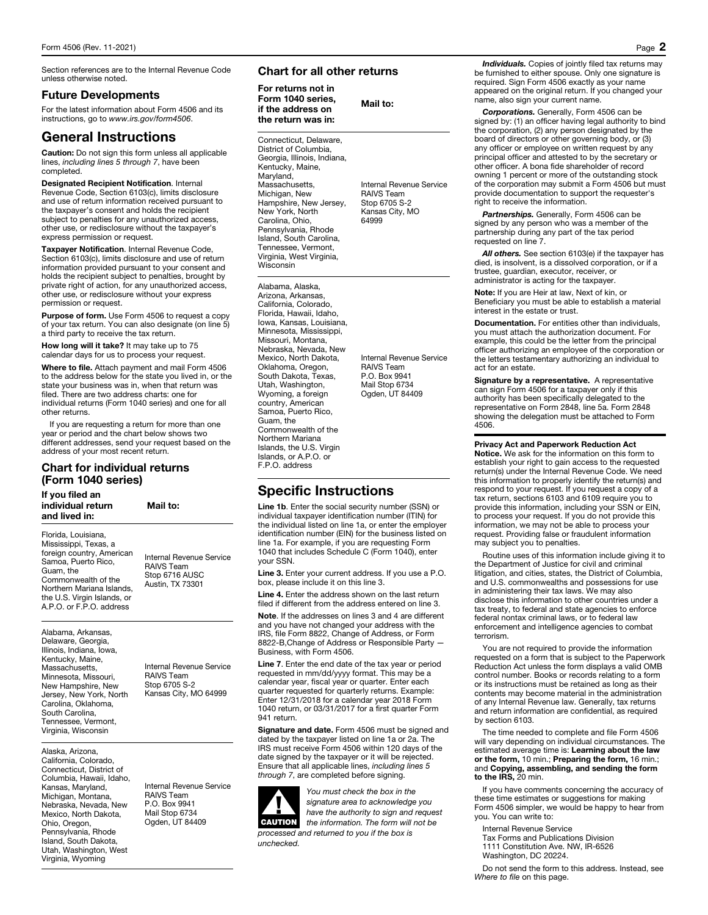Section references are to the Internal Revenue Code unless otherwise noted.

## Future Developments

For the latest information about Form 4506 and its instructions, go to *www.irs.gov/form4506*.

# General Instructions

**Caution:** Do not sign this form unless all applicable lines, *including lines 5 through 7*, have been completed.

**Designated Recipient Notification**. Internal Revenue Code, Section 6103(c), limits disclosure and use of return information received pursuant to the taxpayer's consent and holds the recipient subject to penalties for any unauthorized access, other use, or redisclosure without the taxpayer's express permission or request.

**Taxpayer Notification**. Internal Revenue Code, Section 6103(c), limits disclosure and use of return information provided pursuant to your consent and holds the recipient subject to penalties, brought by private right of action, for any unauthorized access, other use, or redisclosure without your express permission or request.

**Purpose of form.** Use Form 4506 to request a copy of your tax return. You can also designate (on line 5) a third party to receive the tax return.

**How long will it take?** It may take up to 75 calendar days for us to process your request.

**Where to file.** Attach payment and mail Form 4506 to the address below for the state you lived in, or the state your business was in, when that return was filed. There are two address charts: one for individual returns (Form 1040 series) and one for all other returns.

If you are requesting a return for more than one year or period and the chart below shows two different addresses, send your request based on the address of your most recent return.

## Chart for individual returns (Form 1040 series)

| If you filed an individual return and lived in: | Mail to: |
|---|---|
| Florida, Louisiana, Mississippi, Texas, a foreign country, American Samoa, Puerto Rico, Guam, the Commonwealth of the Northern Mariana Islands, the U.S. Virgin Islands, or A.P.O. or F.P.O. address | Internal Revenue Service RAIVS Team Stop 6716 AUSC Austin, TX 73301 |
| Alabama, Arkansas, Delaware, Georgia, Illinois, Indiana, Iowa, Kentucky, Maine, Massachusetts, Minnesota, Missouri, New Hampshire, New Jersey, New York, North Carolina, Oklahoma, South Carolina, Tennessee, Vermont, Virginia, Wisconsin | Internal Revenue Service RAIVS Team Stop 6705 S-2 Kansas City, MO 64999 |
| Alaska, Arizona, California, Colorado, Connecticut, District of Columbia, Hawaii, Idaho, Kansas, Maryland, Michigan, Montana, Nebraska, Nevada, New Mexico, North Dakota, Ohio, Oregon, Pennsylvania, Rhode Island, South Dakota, Utah, Washington, West Virginia, Wyoming | Internal Revenue Service RAIVS Team P.O. Box 9941 Mail Stop 6734 Ogden, UT 84409 |

## Chart for all other returns

| For returns not in Form 1040 series, if the address on the return was in: | Mail to: |
|---|---|
| Connecticut, Delaware, District of Columbia, Georgia, Illinois, Indiana, Kentucky, Maine, Maryland, Massachusetts, Michigan, New Hampshire, New Jersey, New York, North Carolina, Ohio, Pennsylvania, Rhode Island, South Carolina, Tennessee, Vermont, Virginia, West Virginia, Wisconsin | Internal Revenue Service RAIVS Team Stop 6705 S-2 Kansas City, MO 64999 |
| Alabama, Alaska, Arizona, Arkansas, California, Colorado, Florida, Hawaii, Idaho, Iowa, Kansas, Louisiana, Minnesota, Mississippi, Missouri, Montana, Nebraska, Nevada, New Mexico, North Dakota, Oklahoma, Oregon, South Dakota, Texas, Utah, Washington, Wyoming, a foreign country, American Samoa, Puerto Rico, Guam, the Commonwealth of the Northern Mariana Islands, the U.S. Virgin Islands, or A.P.O. or F.P.O. address | Internal Revenue Service RAIVS Team P.O. Box 9941 Mail Stop 6734 Ogden, UT 84409 |

# Specific Instructions

**Line 1b**. Enter the social security number (SSN) or individual taxpayer identification number (ITIN) for the individual listed on line 1a, or enter the employer identification number (EIN) for the business listed on line 1a. For example, if you are requesting Form 1040 that includes Schedule C (Form 1040), enter your SSN.

**Line 3.** Enter your current address. If you use a P.O. box, please include it on this line 3.

**Line 4.** Enter the address shown on the last return filed if different from the address entered on line 3.

**Note**. If the addresses on lines 3 and 4 are different and you have not changed your address with the IRS, file Form 8822, Change of Address, or Form 8822-B,Change of Address or Responsible Party — Business, with Form 4506.

**Line 7**. Enter the end date of the tax year or period requested in mm/dd/yyyy format. This may be a calendar year, fiscal year or quarter. Enter each quarter requested for quarterly returns. Example: Enter 12/31/2018 for a calendar year 2018 Form 1040 return, or 03/31/2017 for a first quarter Form 941 return.

**Signature and date.** Form 4506 must be signed and dated by the taxpayer listed on line 1a or 2a. The IRS must receive Form 4506 within 120 days of the date signed by the taxpayer or it will be rejected. Ensure that all applicable lines, *including lines 5 through 7*, are completed before signing.

**CAUTION** *You must check the box in the signature area to acknowledge you have the authority to sign and request the information. The form will not be processed and returned to you if the box is unchecked.*

***Individuals.*** Copies of jointly filed tax returns may be furnished to either spouse. Only one signature is required. Sign Form 4506 exactly as your name appeared on the original return. If you changed your name, also sign your current name.

***Corporations.*** Generally, Form 4506 can be signed by: (1) an officer having legal authority to bind the corporation, (2) any person designated by the board of directors or other governing body, or (3) any officer or employee on written request by any principal officer and attested to by the secretary or other officer. A bona fide shareholder of record owning 1 percent or more of the outstanding stock of the corporation may submit a Form 4506 but must provide documentation to support the requester's right to receive the information.

***Partnerships.*** Generally, Form 4506 can be signed by any person who was a member of the partnership during any part of the tax period requested on line 7.

***All others.*** See section 6103(e) if the taxpayer has died, is insolvent, is a dissolved corporation, or if a trustee, guardian, executor, receiver, or administrator is acting for the taxpayer.

**Note:** If you are Heir at law, Next of kin, or Beneficiary you must be able to establish a material interest in the estate or trust.

**Documentation.** For entities other than individuals, you must attach the authorization document. For example, this could be the letter from the principal officer authorizing an employee of the corporation or the letters testamentary authorizing an individual to act for an estate.

**Signature by a representative.** A representative can sign Form 4506 for a taxpayer only if this authority has been specifically delegated to the representative on Form 2848, line 5a. Form 2848 showing the delegation must be attached to Form 4506.

**Privacy Act and Paperwork Reduction Act Notice.** We ask for the information on this form to establish your right to gain access to the requested return(s) under the Internal Revenue Code. We need this information to properly identify the return(s) and respond to your request. If you request a copy of a tax return, sections 6103 and 6109 require you to provide this information, including your SSN or EIN, to process your request. If you do not provide this information, we may not be able to process your request. Providing false or fraudulent information may subject you to penalties.

Routine uses of this information include giving it to the Department of Justice for civil and criminal litigation, and cities, states, the District of Columbia, and U.S. commonwealths and possessions for use in administering their tax laws. We may also disclose this information to other countries under a tax treaty, to federal and state agencies to enforce federal nontax criminal laws, or to federal law enforcement and intelligence agencies to combat terrorism.

You are not required to provide the information requested on a form that is subject to the Paperwork Reduction Act unless the form displays a valid OMB control number. Books or records relating to a form or its instructions must be retained as long as their contents may become material in the administration of any Internal Revenue law. Generally, tax returns and return information are confidential, as required by section 6103.

The time needed to complete and file Form 4506 will vary depending on individual circumstances. The estimated average time is: **Learning about the law or the form,** 10 min.; **Preparing the form,** 16 min.; and **Copying, assembling, and sending the form to the IRS,** 20 min.

If you have comments concerning the accuracy of these time estimates or suggestions for making Form 4506 simpler, we would be happy to hear from you. You can write to:

Internal Revenue Service
Tax Forms and Publications Division
1111 Constitution Ave. NW, IR-6526
Washington, DC 20224.

Do not send the form to this address. Instead, see *Where to file* on this page.